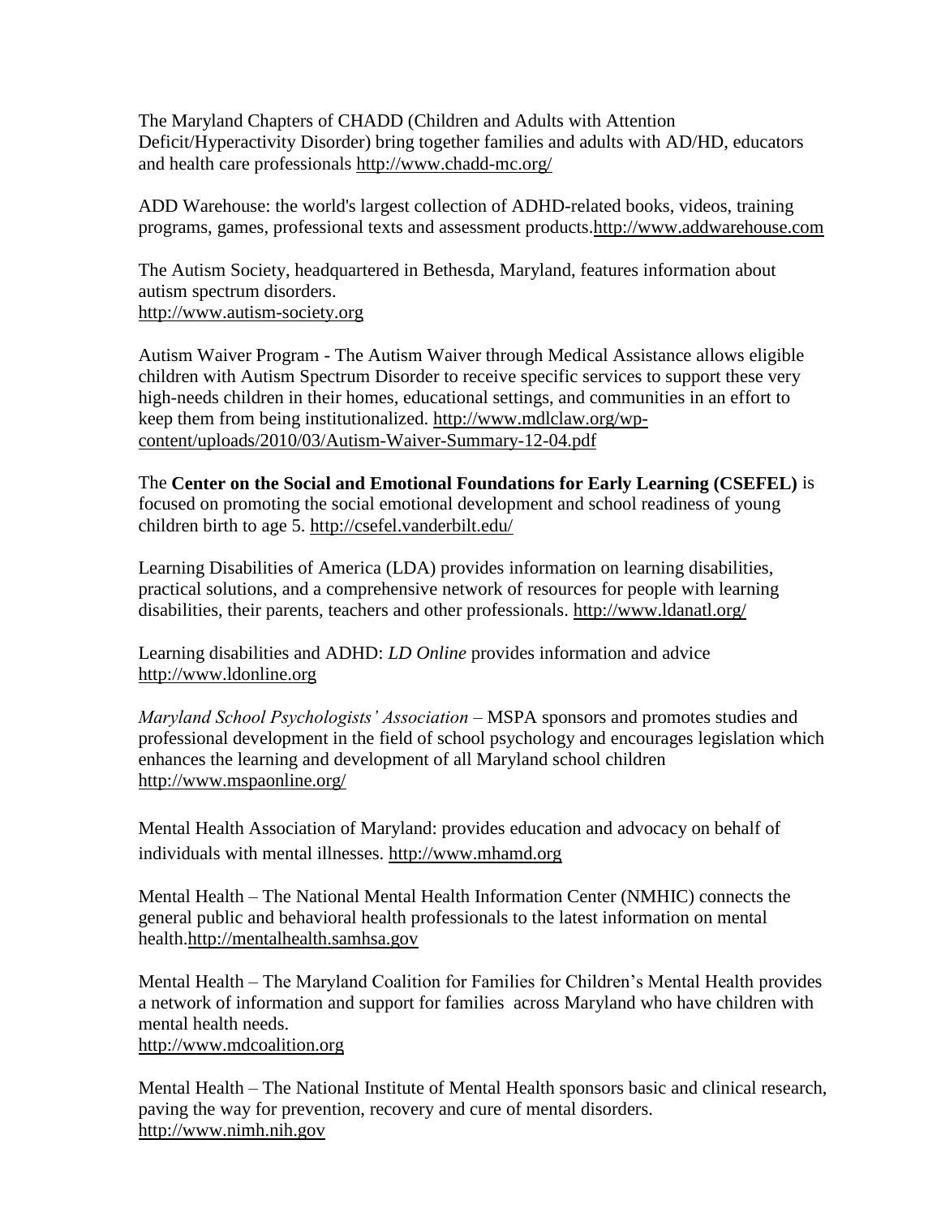The Maryland Chapters of CHADD (Children and Adults with Attention Deficit/Hyperactivity Disorder) bring together families and adults with AD/HD, educators and health care professionals http://www.chadd-mc.org/

ADD Warehouse: the world's largest collection of ADHD-related books, videos, training programs, games, professional texts and assessment products.http://www.addwarehouse.com

The Autism Society, headquartered in Bethesda, Maryland, features information about autism spectrum disorders.
http://www.autism-society.org

Autism Waiver Program - The Autism Waiver through Medical Assistance allows eligible children with Autism Spectrum Disorder to receive specific services to support these very high-needs children in their homes, educational settings, and communities in an effort to keep them from being institutionalized. http://www.mdlclaw.org/wp-content/uploads/2010/03/Autism-Waiver-Summary-12-04.pdf

The **Center on the Social and Emotional Foundations for Early Learning (CSEFEL)** is focused on promoting the social emotional development and school readiness of young children birth to age 5. http://csefel.vanderbilt.edu/

Learning Disabilities of America (LDA) provides information on learning disabilities, practical solutions, and a comprehensive network of resources for people with learning disabilities, their parents, teachers and other professionals. http://www.ldanatl.org/

Learning disabilities and ADHD: *LD Online* provides information and advice http://www.ldonline.org

*Maryland School Psychologists' Association* – MSPA sponsors and promotes studies and professional development in the field of school psychology and encourages legislation which enhances the learning and development of all Maryland school children http://www.mspaonline.org/

Mental Health Association of Maryland: provides education and advocacy on behalf of individuals with mental illnesses. http://www.mhamd.org

Mental Health – The National Mental Health Information Center (NMHIC) connects the general public and behavioral health professionals to the latest information on mental health.http://mentalhealth.samhsa.gov

Mental Health – The Maryland Coalition for Families for Children's Mental Health provides a network of information and support for families across Maryland who have children with mental health needs.
http://www.mdcoalition.org

Mental Health – The National Institute of Mental Health sponsors basic and clinical research, paving the way for prevention, recovery and cure of mental disorders.
http://www.nimh.nih.gov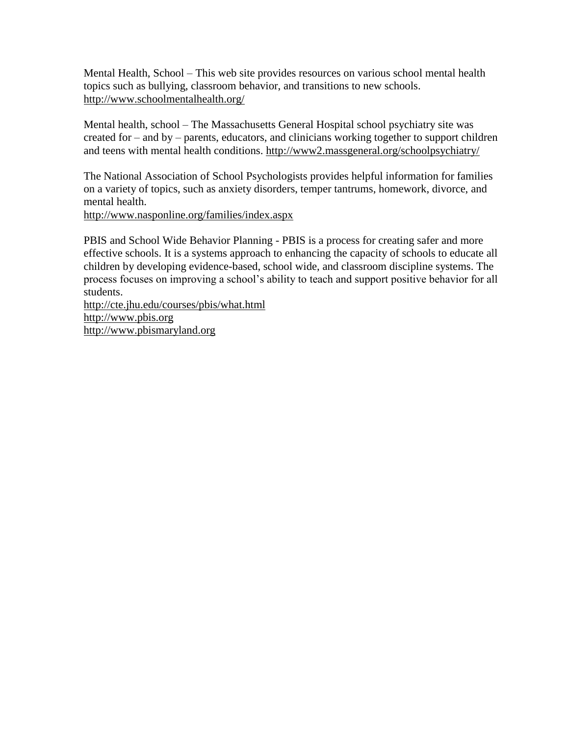Mental Health, School – This web site provides resources on various school mental health topics such as bullying, classroom behavior, and transitions to new schools. http://www.schoolmentalhealth.org/

Mental health, school – The Massachusetts General Hospital school psychiatry site was created for – and by – parents, educators, and clinicians working together to support children and teens with mental health conditions. http://www2.massgeneral.org/schoolpsychiatry/

The National Association of School Psychologists provides helpful information for families on a variety of topics, such as anxiety disorders, temper tantrums, homework, divorce, and mental health.
http://www.nasponline.org/families/index.aspx

PBIS and School Wide Behavior Planning - PBIS is a process for creating safer and more effective schools. It is a systems approach to enhancing the capacity of schools to educate all children by developing evidence-based, school wide, and classroom discipline systems. The process focuses on improving a school's ability to teach and support positive behavior for all students.
http://cte.jhu.edu/courses/pbis/what.html
http://www.pbis.org
http://www.pbismaryland.org